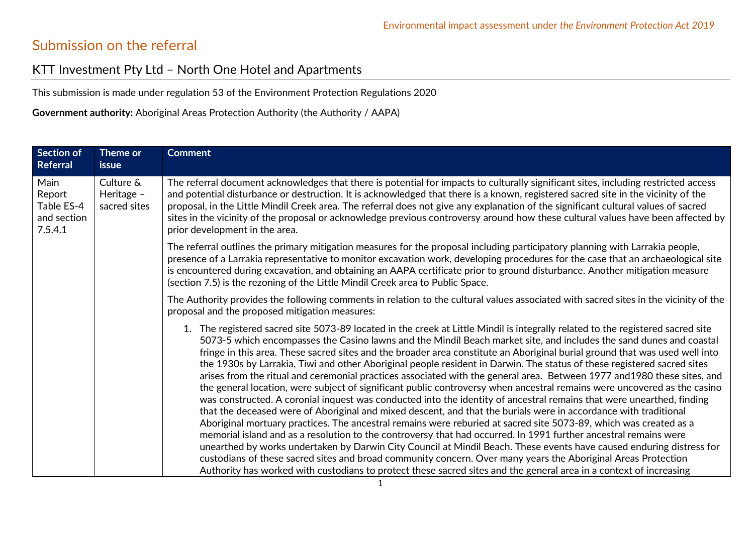Environmental impact assessment under *the Environment Protection Act 2019*

# Submission on the referral

## KTT Investment Pty Ltd – North One Hotel and Apartments

This submission is made under regulation 53 of the Environment Protection Regulations 2020

**Government authority:** Aboriginal Areas Protection Authority (the Authority / AAPA)

| Section of Referral | Theme or issue | Comment |
|---|---|---|
| Main Report Table ES-4 and section 7.5.4.1 | Culture & Heritage – sacred sites | The referral document acknowledges that there is potential for impacts to culturally significant sites, including restricted access and potential disturbance or destruction. It is acknowledged that there is a known, registered sacred site in the vicinity of the proposal, in the Little Mindil Creek area. The referral does not give any explanation of the significant cultural values of sacred sites in the vicinity of the proposal or acknowledge previous controversy around how these cultural values have been affected by prior development in the area.<br><br>The referral outlines the primary mitigation measures for the proposal including participatory planning with Larrakia people, presence of a Larrakia representative to monitor excavation work, developing procedures for the case that an archaeological site is encountered during excavation, and obtaining an AAPA certificate prior to ground disturbance. Another mitigation measure (section 7.5) is the rezoning of the Little Mindil Creek area to Public Space.<br><br>The Authority provides the following comments in relation to the cultural values associated with sacred sites in the vicinity of the proposal and the proposed mitigation measures:<br><br>1. The registered sacred site 5073-89 located in the creek at Little Mindil is integrally related to the registered sacred site 5073-5 which encompasses the Casino lawns and the Mindil Beach market site, and includes the sand dunes and coastal fringe in this area. These sacred sites and the broader area constitute an Aboriginal burial ground that was used well into the 1930s by Larrakia, Tiwi and other Aboriginal people resident in Darwin. The status of these registered sacred sites arises from the ritual and ceremonial practices associated with the general area. Between 1977 and1980 these sites, and the general location, were subject of significant public controversy when ancestral remains were uncovered as the casino was constructed. A coronial inquest was conducted into the identity of ancestral remains that were unearthed, finding that the deceased were of Aboriginal and mixed descent, and that the burials were in accordance with traditional Aboriginal mortuary practices. The ancestral remains were reburied at sacred site 5073-89, which was created as a memorial island and as a resolution to the controversy that had occurred. In 1991 further ancestral remains were unearthed by works undertaken by Darwin City Council at Mindil Beach. These events have caused enduring distress for custodians of these sacred sites and broad community concern. Over many years the Aboriginal Areas Protection Authority has worked with custodians to protect these sacred sites and the general area in a context of increasing |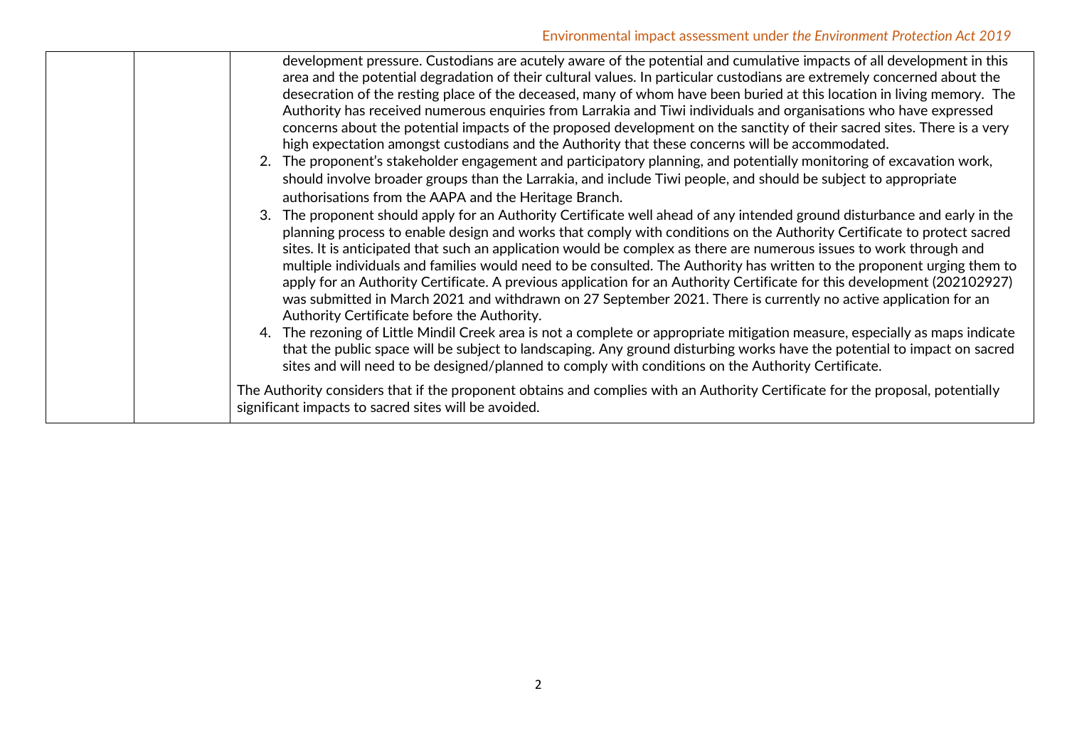| | | |
|---|---|---|
| | | development pressure. Custodians are acutely aware of the potential and cumulative impacts of all development in this area and the potential degradation of their cultural values. In particular custodians are extremely concerned about the desecration of the resting place of the deceased, many of whom have been buried at this location in living memory. The Authority has received numerous enquiries from Larrakia and Tiwi individuals and organisations who have expressed concerns about the potential impacts of the proposed development on the sanctity of their sacred sites. There is a very high expectation amongst custodians and the Authority that these concerns will be accommodated.<br>2. The proponent's stakeholder engagement and participatory planning, and potentially monitoring of excavation work, should involve broader groups than the Larrakia, and include Tiwi people, and should be subject to appropriate authorisations from the AAPA and the Heritage Branch.<br>3. The proponent should apply for an Authority Certificate well ahead of any intended ground disturbance and early in the planning process to enable design and works that comply with conditions on the Authority Certificate to protect sacred sites. It is anticipated that such an application would be complex as there are numerous issues to work through and multiple individuals and families would need to be consulted. The Authority has written to the proponent urging them to apply for an Authority Certificate. A previous application for an Authority Certificate for this development (202102927) was submitted in March 2021 and withdrawn on 27 September 2021. There is currently no active application for an Authority Certificate before the Authority.<br>4. The rezoning of Little Mindil Creek area is not a complete or appropriate mitigation measure, especially as maps indicate that the public space will be subject to landscaping. Any ground disturbing works have the potential to impact on sacred sites and will need to be designed/planned to comply with conditions on the Authority Certificate.<br><br>The Authority considers that if the proponent obtains and complies with an Authority Certificate for the proposal, potentially significant impacts to sacred sites will be avoided. |